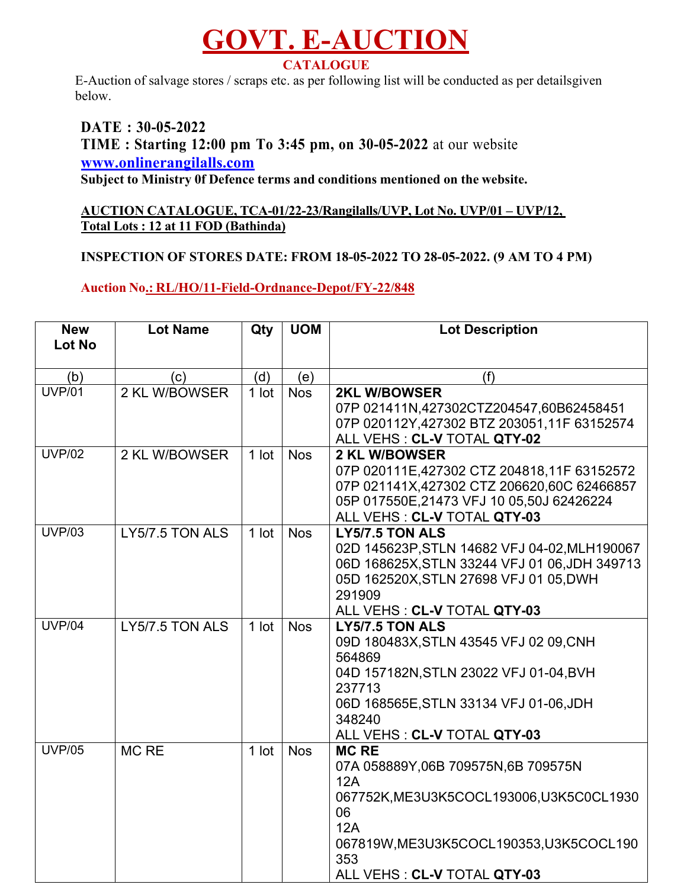# GOVT. E-AUCTION

**CATALOGUE**

E-Auction of salvage stores / scraps etc. as per following list will be conducted as per detailsgiven below.

**DATE : 30-05-2022**

**TIME : Starting 12:00 pm To 3:45 pm, on 30-05-2022** at our website **www.onlinerangilalls.com**

**Subject to Ministry 0f Defence terms and conditions mentioned on the website.**

**AUCTION CATALOGUE, TCA-01/22-23/Rangilalls/UVP, Lot No. UVP/01 – UVP/12, Total Lots : 12 at 11 FOD (Bathinda)**

**INSPECTION OF STORES DATE: FROM 18-05-2022 TO 28-05-2022. (9 AM TO 4 PM)**

**Auction No.: RL/HO/11-Field-Ordnance-Depot/FY-22/848**

| New Lot No | Lot Name | Qty | UOM | Lot Description |
|---|---|---|---|---|
| (b) | (c) | (d) | (e) | (f) |
| UVP/01 | 2 KL W/BOWSER | 1 lot | Nos | **2KL W/BOWSER**<br>07P 021411N,427302CTZ204547,60B62458451<br>07P 020112Y,427302 BTZ 203051,11F 63152574<br>ALL VEHS : **CL-V** TOTAL **QTY-02** |
| UVP/02 | 2 KL W/BOWSER | 1 lot | Nos | **2 KL W/BOWSER**<br>07P 020111E,427302 CTZ 204818,11F 63152572<br>07P 021141X,427302 CTZ 206620,60C 62466857<br>05P 017550E,21473 VFJ 10 05,50J 62426224<br>ALL VEHS : **CL-V** TOTAL **QTY-03** |
| UVP/03 | LY5/7.5 TON ALS | 1 lot | Nos | **LY5/7.5 TON ALS**<br>02D 145623P,STLN 14682 VFJ 04-02,MLH190067<br>06D 168625X,STLN 33244 VFJ 01 06,JDH 349713<br>05D 162520X,STLN 27698 VFJ 01 05,DWH 291909<br>ALL VEHS : **CL-V** TOTAL **QTY-03** |
| UVP/04 | LY5/7.5 TON ALS | 1 lot | Nos | **LY5/7.5 TON ALS**<br>09D 180483X,STLN 43545 VFJ 02 09,CNH 564869<br>04D 157182N,STLN 23022 VFJ 01-04,BVH 237713<br>06D 168565E,STLN 33134 VFJ 01-06,JDH 348240<br>ALL VEHS : **CL-V** TOTAL **QTY-03** |
| UVP/05 | MC RE | 1 lot | Nos | **MC RE**<br>07A 058889Y,06B 709575N,6B 709575N<br>12A 067752K,ME3U3K5COCL193006,U3K5C0CL193006<br>12A 067819W,ME3U3K5COCL190353,U3K5COCL190353<br>ALL VEHS : **CL-V** TOTAL **QTY-03** |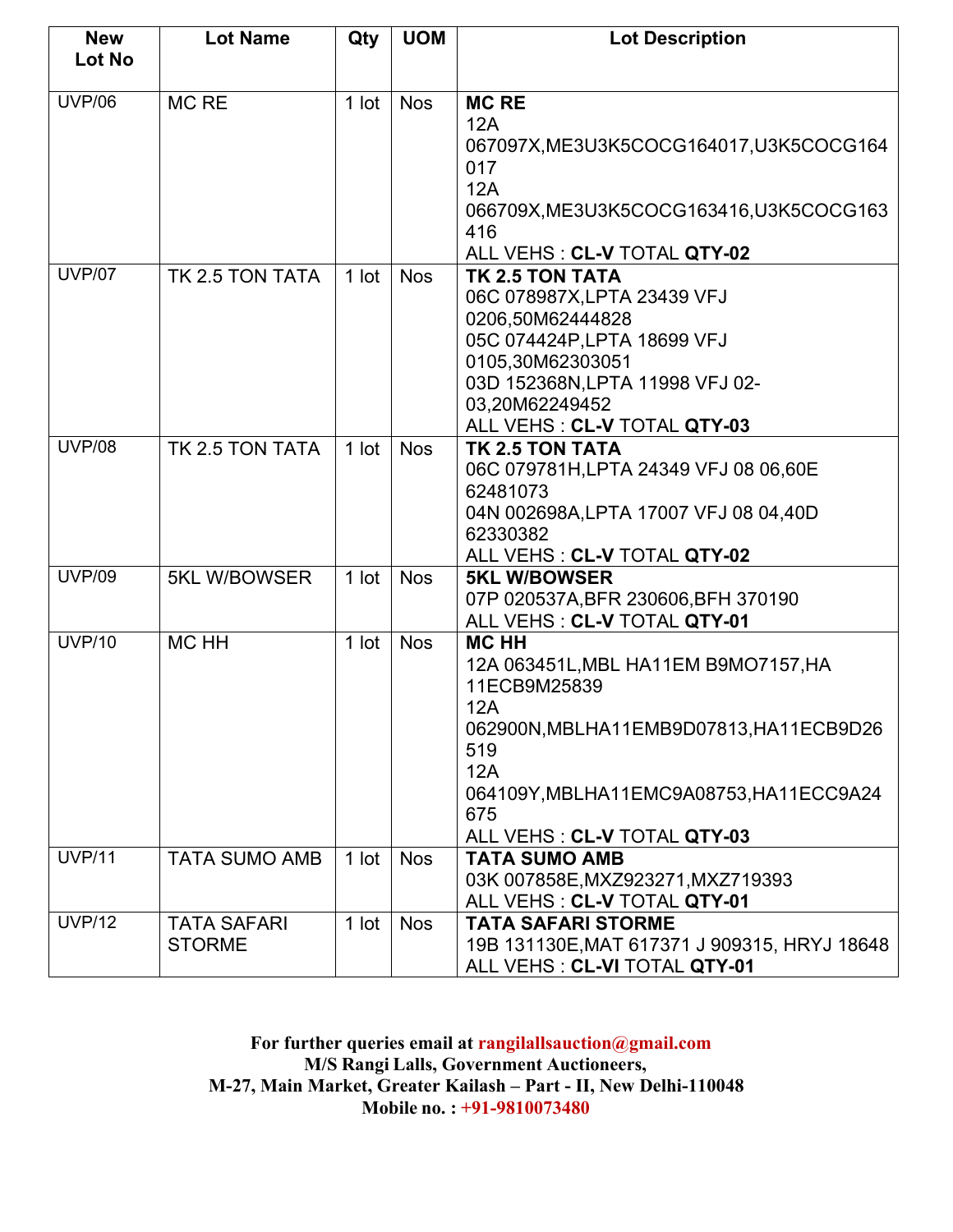| New Lot No | Lot Name | Qty | UOM | Lot Description |
|---|---|---|---|---|
| UVP/06 | MC RE | 1 lot | Nos | **MC RE**<br>12A 067097X,ME3U3K5COCG164017,U3K5COCG164017<br>12A 066709X,ME3U3K5COCG163416,U3K5COCG163416<br>ALL VEHS : **CL-V** TOTAL **QTY-02** |
| UVP/07 | TK 2.5 TON TATA | 1 lot | Nos | **TK 2.5 TON TATA**<br>06C 078987X,LPTA 23439 VFJ 0206,50M62444828<br>05C 074424P,LPTA 18699 VFJ 0105,30M62303051<br>03D 152368N,LPTA 11998 VFJ 02-03,20M62249452<br>ALL VEHS : **CL-V** TOTAL **QTY-03** |
| UVP/08 | TK 2.5 TON TATA | 1 lot | Nos | **TK 2.5 TON TATA**<br>06C 079781H,LPTA 24349 VFJ 08 06,60E 62481073<br>04N 002698A,LPTA 17007 VFJ 08 04,40D 62330382<br>ALL VEHS : **CL-V** TOTAL **QTY-02** |
| UVP/09 | 5KL W/BOWSER | 1 lot | Nos | **5KL W/BOWSER**<br>07P 020537A,BFR 230606,BFH 370190<br>ALL VEHS : **CL-V** TOTAL **QTY-01** |
| UVP/10 | MC HH | 1 lot | Nos | **MC HH**<br>12A 063451L,MBL HA11EM B9MO7157,HA 11ECB9M25839<br>12A 062900N,MBLHA11EMB9D07813,HA11ECB9D26519<br>12A 064109Y,MBLHA11EMC9A08753,HA11ECC9A24675<br>ALL VEHS : **CL-V** TOTAL **QTY-03** |
| UVP/11 | TATA SUMO AMB | 1 lot | Nos | **TATA SUMO AMB**<br>03K 007858E,MXZ923271,MXZ719393<br>ALL VEHS : **CL-V** TOTAL **QTY-01** |
| UVP/12 | TATA SAFARI STORME | 1 lot | Nos | **TATA SAFARI STORME**<br>19B 131130E,MAT 617371 J 909315, HRYJ 18648<br>ALL VEHS : **CL-VI** TOTAL **QTY-01** |

**For further queries email at rangilallsauction@gmail.com**
**M/S Rangi Lalls, Government Auctioneers,**
**M-27, Main Market, Greater Kailash – Part - II, New Delhi-110048**
**Mobile no. : +91-9810073480**